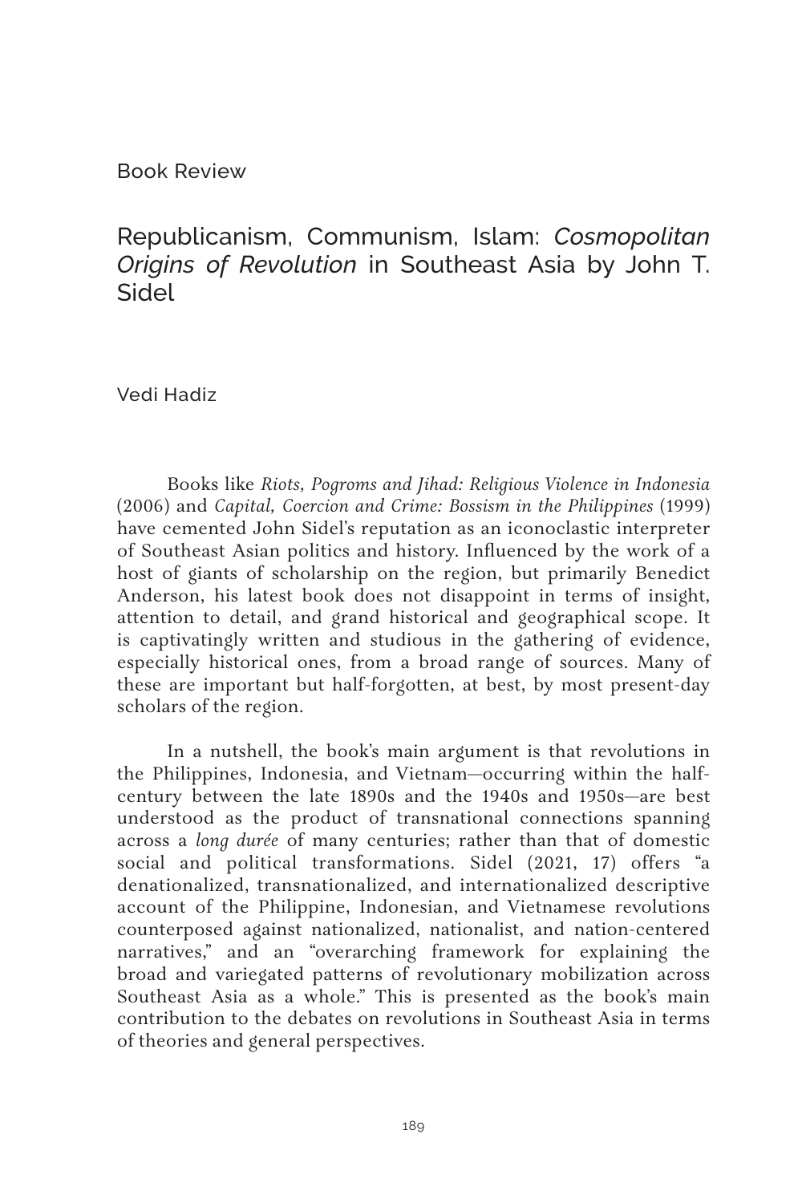Book Review

# Republicanism, Communism, Islam: *Cosmopolitan Origins of Revolution* in Southeast Asia by John T. Sidel

Vedi Hadiz

Books like *Riots, Pogroms and Jihad: Religious Violence in Indonesia* (2006) and *Capital, Coercion and Crime: Bossism in the Philippines* (1999) have cemented John Sidel's reputation as an iconoclastic interpreter of Southeast Asian politics and history. Influenced by the work of a host of giants of scholarship on the region, but primarily Benedict Anderson, his latest book does not disappoint in terms of insight, attention to detail, and grand historical and geographical scope. It is captivatingly written and studious in the gathering of evidence, especially historical ones, from a broad range of sources. Many of these are important but half-forgotten, at best, by most present-day scholars of the region.

In a nutshell, the book's main argument is that revolutions in the Philippines, Indonesia, and Vietnam—occurring within the half-century between the late 1890s and the 1940s and 1950s—are best understood as the product of transnational connections spanning across a *long durée* of many centuries; rather than that of domestic social and political transformations. Sidel (2021, 17) offers "a denationalized, transnationalized, and internationalized descriptive account of the Philippine, Indonesian, and Vietnamese revolutions counterposed against nationalized, nationalist, and nation-centered narratives," and an "overarching framework for explaining the broad and variegated patterns of revolutionary mobilization across Southeast Asia as a whole." This is presented as the book's main contribution to the debates on revolutions in Southeast Asia in terms of theories and general perspectives.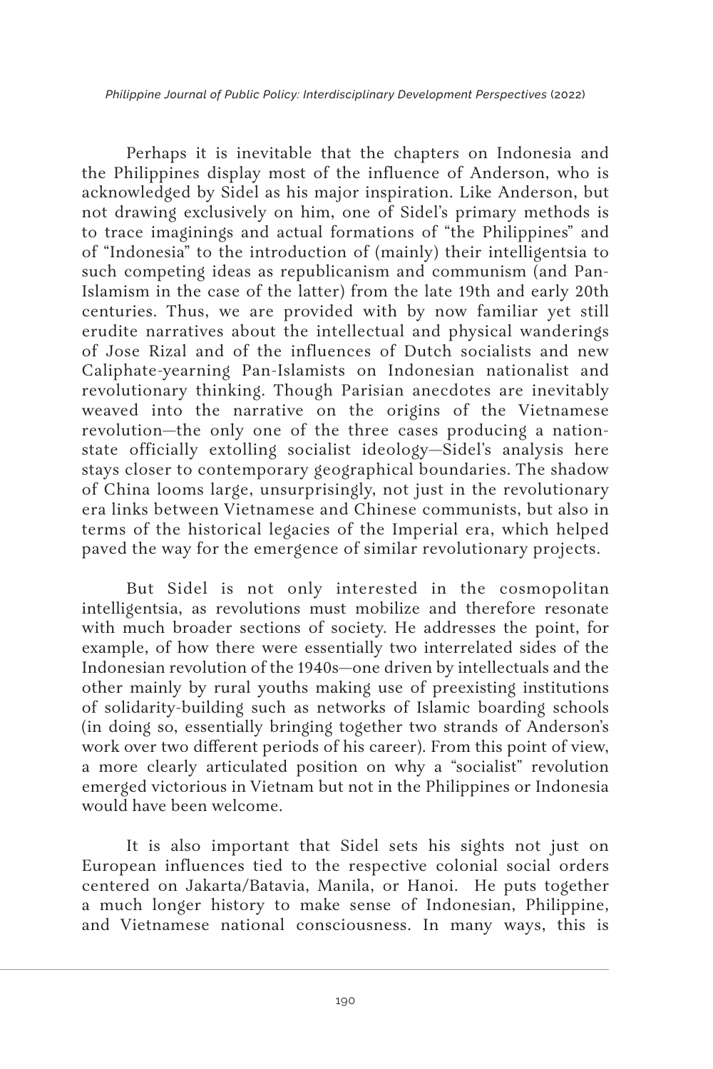Perhaps it is inevitable that the chapters on Indonesia and the Philippines display most of the influence of Anderson, who is acknowledged by Sidel as his major inspiration. Like Anderson, but not drawing exclusively on him, one of Sidel's primary methods is to trace imaginings and actual formations of "the Philippines" and of "Indonesia" to the introduction of (mainly) their intelligentsia to such competing ideas as republicanism and communism (and Pan-Islamism in the case of the latter) from the late 19th and early 20th centuries. Thus, we are provided with by now familiar yet still erudite narratives about the intellectual and physical wanderings of Jose Rizal and of the influences of Dutch socialists and new Caliphate-yearning Pan-Islamists on Indonesian nationalist and revolutionary thinking. Though Parisian anecdotes are inevitably weaved into the narrative on the origins of the Vietnamese revolution—the only one of the three cases producing a nation-state officially extolling socialist ideology—Sidel's analysis here stays closer to contemporary geographical boundaries. The shadow of China looms large, unsurprisingly, not just in the revolutionary era links between Vietnamese and Chinese communists, but also in terms of the historical legacies of the Imperial era, which helped paved the way for the emergence of similar revolutionary projects.

But Sidel is not only interested in the cosmopolitan intelligentsia, as revolutions must mobilize and therefore resonate with much broader sections of society. He addresses the point, for example, of how there were essentially two interrelated sides of the Indonesian revolution of the 1940s—one driven by intellectuals and the other mainly by rural youths making use of preexisting institutions of solidarity-building such as networks of Islamic boarding schools (in doing so, essentially bringing together two strands of Anderson's work over two different periods of his career). From this point of view, a more clearly articulated position on why a "socialist" revolution emerged victorious in Vietnam but not in the Philippines or Indonesia would have been welcome.

It is also important that Sidel sets his sights not just on European influences tied to the respective colonial social orders centered on Jakarta/Batavia, Manila, or Hanoi. He puts together a much longer history to make sense of Indonesian, Philippine, and Vietnamese national consciousness. In many ways, this is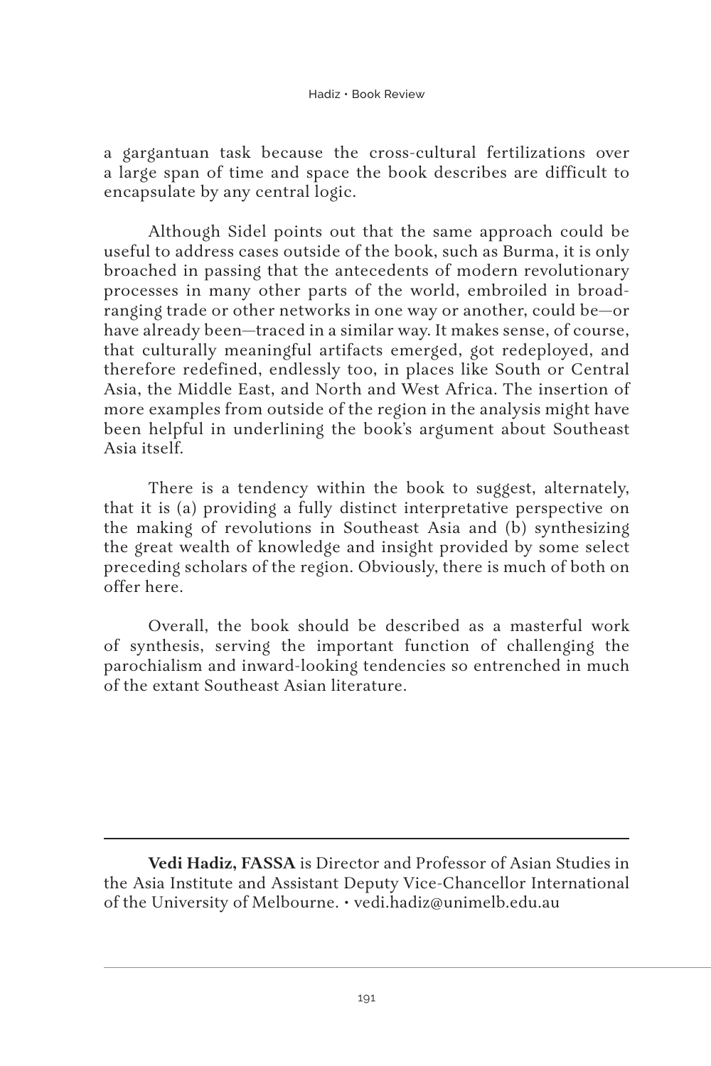a gargantuan task because the cross-cultural fertilizations over a large span of time and space the book describes are difficult to encapsulate by any central logic.

Although Sidel points out that the same approach could be useful to address cases outside of the book, such as Burma, it is only broached in passing that the antecedents of modern revolutionary processes in many other parts of the world, embroiled in broad-ranging trade or other networks in one way or another, could be—or have already been—traced in a similar way. It makes sense, of course, that culturally meaningful artifacts emerged, got redeployed, and therefore redefined, endlessly too, in places like South or Central Asia, the Middle East, and North and West Africa. The insertion of more examples from outside of the region in the analysis might have been helpful in underlining the book's argument about Southeast Asia itself.

There is a tendency within the book to suggest, alternately, that it is (a) providing a fully distinct interpretative perspective on the making of revolutions in Southeast Asia and (b) synthesizing the great wealth of knowledge and insight provided by some select preceding scholars of the region. Obviously, there is much of both on offer here.

Overall, the book should be described as a masterful work of synthesis, serving the important function of challenging the parochialism and inward-looking tendencies so entrenched in much of the extant Southeast Asian literature.

---

**Vedi Hadiz, FASSA** is Director and Professor of Asian Studies in the Asia Institute and Assistant Deputy Vice-Chancellor International of the University of Melbourne. • vedi.hadiz@unimelb.edu.au